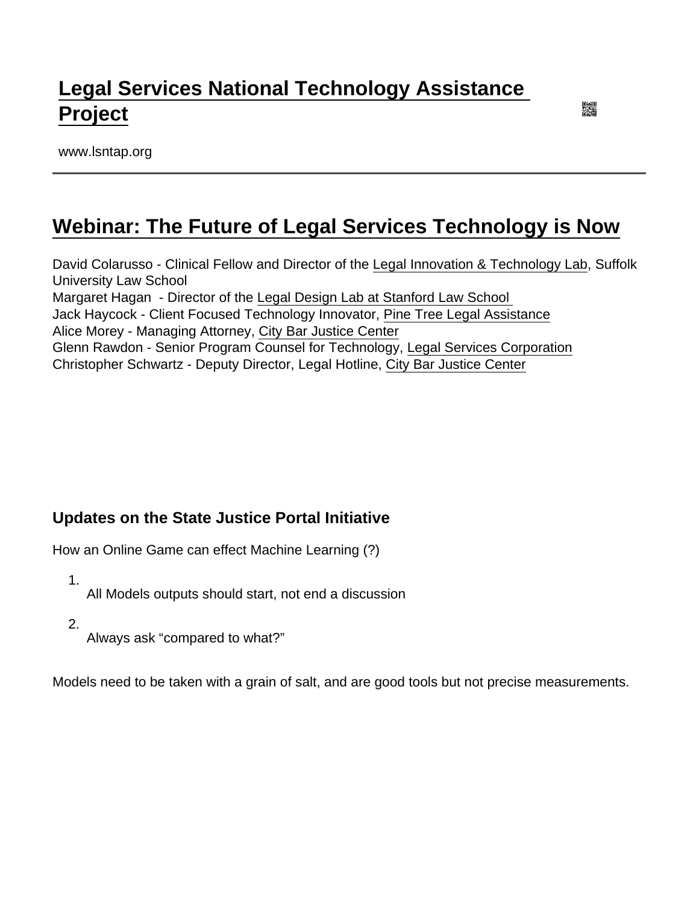# Legal Services National Technology Assistance Project

www.lsntap.org

## Webinar: The Future of Legal Services Technology is Now

David Colarusso - Clinical Fellow and Director of the Legal Innovation & Technology Lab, Suffolk University Law School
Margaret Hagan - Director of the Legal Design Lab at Stanford Law School
Jack Haycock - Client Focused Technology Innovator, Pine Tree Legal Assistance
Alice Morey - Managing Attorney, City Bar Justice Center
Glenn Rawdon - Senior Program Counsel for Technology, Legal Services Corporation
Christopher Schwartz - Deputy Director, Legal Hotline, City Bar Justice Center

### Updates on the State Justice Portal Initiative

How an Online Game can effect Machine Learning (?)

1. All Models outputs should start, not end a discussion
2. Always ask “compared to what?”

Models need to be taken with a grain of salt, and are good tools but not precise measurements.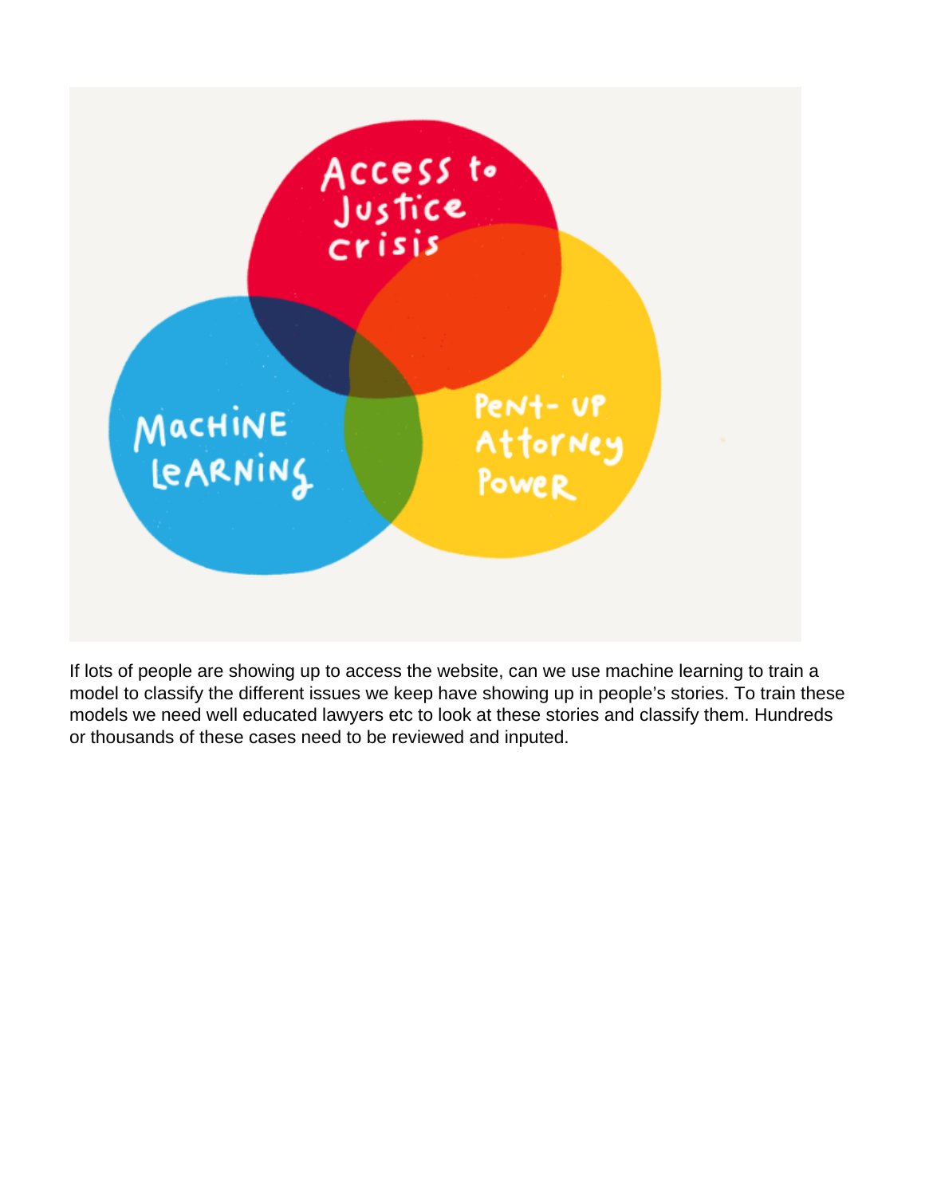Access to Justice crisis

Machine Learning

Pent-up Attorney Power

If lots of people are showing up to access the website, can we use machine learning to train a model to classify the different issues we keep have showing up in people's stories. To train these models we need well educated lawyers etc to look at these stories and classify them. Hundreds or thousands of these cases need to be reviewed and inputed.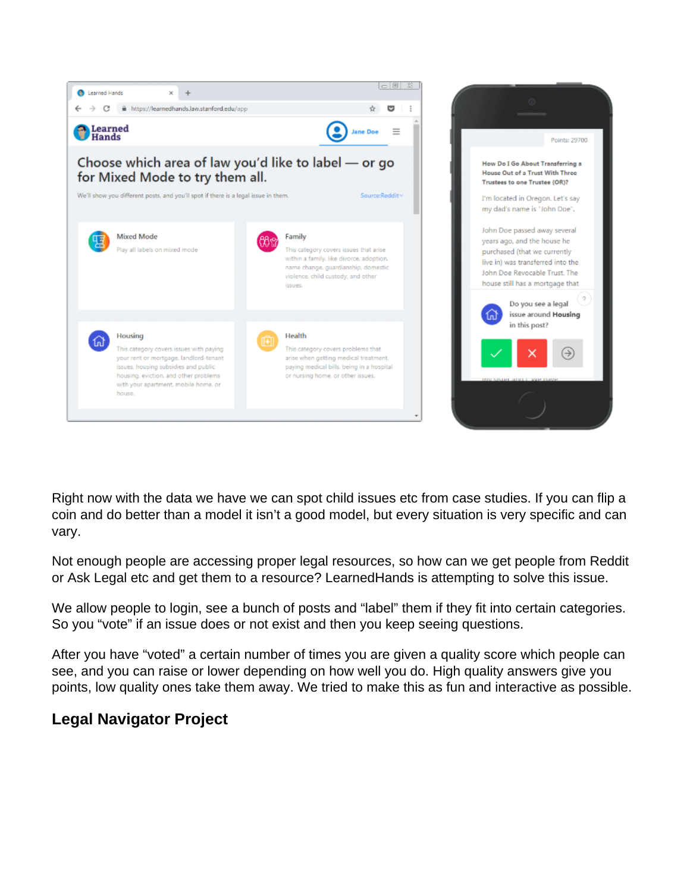Right now with the data we have we can spot child issues etc from case studies. If you can flip a coin and do better than a model it isn't a good model, but every situation is very specific and can vary.

Not enough people are accessing proper legal resources, so how can we get people from Reddit or Ask Legal etc and get them to a resource? LearnedHands is attempting to solve this issue.

We allow people to login, see a bunch of posts and "label" them if they fit into certain categories. So you "vote" if an issue does or not exist and then you keep seeing questions.

After you have "voted" a certain number of times you are given a quality score which people can see, and you can raise or lower depending on how well you do. High quality answers give you points, low quality ones take them away. We tried to make this as fun and interactive as possible.

### Legal Navigator Project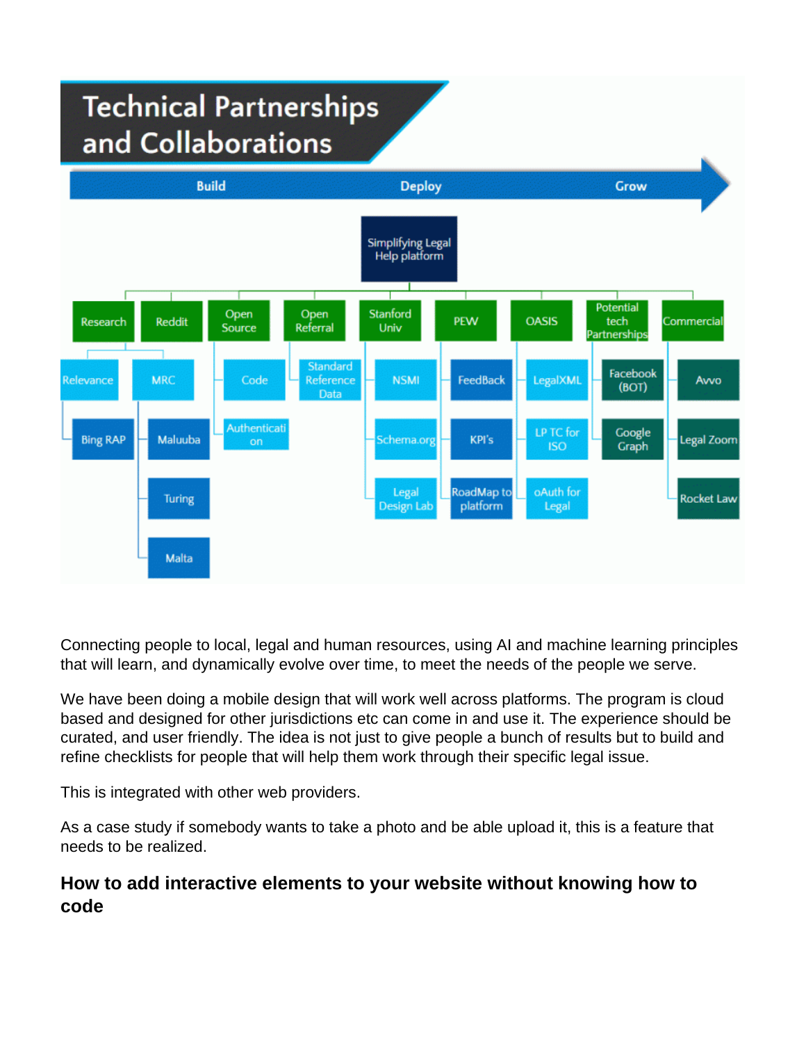## Technical Partnerships and Collaborations

Build → Deploy → Grow

**Simplifying Legal Help platform**

- **Research**
  - Relevance
    - Bing RAP
  - MRC
    - Maluuba
    - Turing
    - Malta
- **Reddit**
- **Open Source**
  - Code
  - Authentication
- **Open Referral**
  - Standard Reference Data
- **Stanford Univ**
  - NSMI
  - Schema.org
  - Legal Design Lab
- **PEW**
  - FeedBack
  - KPI's
  - RoadMap to platform
- **OASIS**
  - LegalXML
  - LP TC for ISO
  - oAuth for Legal
- **Potential tech Partnerships**
  - Facebook (BOT)
  - Google Graph
- **Commercial**
  - Avvo
  - Legal Zoom
  - Rocket Law

Connecting people to local, legal and human resources, using AI and machine learning principles that will learn, and dynamically evolve over time, to meet the needs of the people we serve.

We have been doing a mobile design that will work well across platforms. The program is cloud based and designed for other jurisdictions etc can come in and use it. The experience should be curated, and user friendly. The idea is not just to give people a bunch of results but to build and refine checklists for people that will help them work through their specific legal issue.

This is integrated with other web providers.

As a case study if somebody wants to take a photo and be able upload it, this is a feature that needs to be realized.

### How to add interactive elements to your website without knowing how to code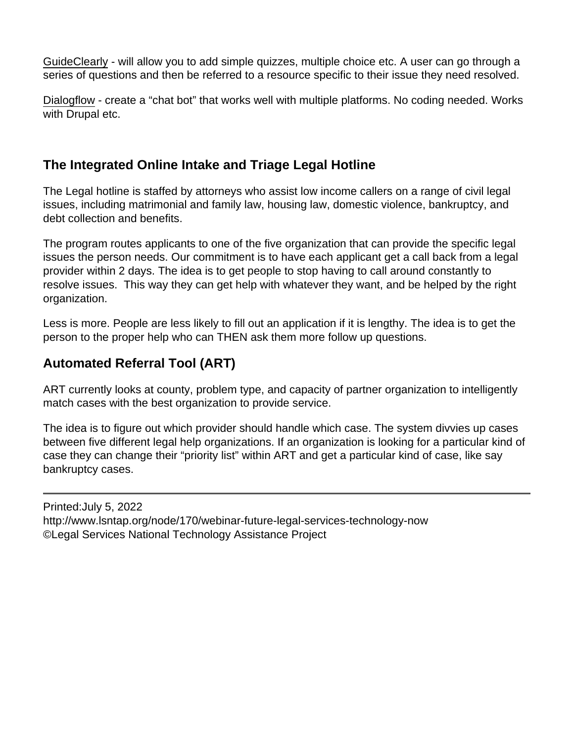GuideClearly - will allow you to add simple quizzes, multiple choice etc. A user can go through a series of questions and then be referred to a resource specific to their issue they need resolved.

Dialogflow - create a “chat bot” that works well with multiple platforms. No coding needed. Works with Drupal etc.

### The Integrated Online Intake and Triage Legal Hotline

The Legal hotline is staffed by attorneys who assist low income callers on a range of civil legal issues, including matrimonial and family law, housing law, domestic violence, bankruptcy, and debt collection and benefits.

The program routes applicants to one of the five organization that can provide the specific legal issues the person needs. Our commitment is to have each applicant get a call back from a legal provider within 2 days. The idea is to get people to stop having to call around constantly to resolve issues. This way they can get help with whatever they want, and be helped by the right organization.

Less is more. People are less likely to fill out an application if it is lengthy. The idea is to get the person to the proper help who can THEN ask them more follow up questions.

### Automated Referral Tool (ART)

ART currently looks at county, problem type, and capacity of partner organization to intelligently match cases with the best organization to provide service.

The idea is to figure out which provider should handle which case. The system divvies up cases between five different legal help organizations. If an organization is looking for a particular kind of case they can change their “priority list” within ART and get a particular kind of case, like say bankruptcy cases.